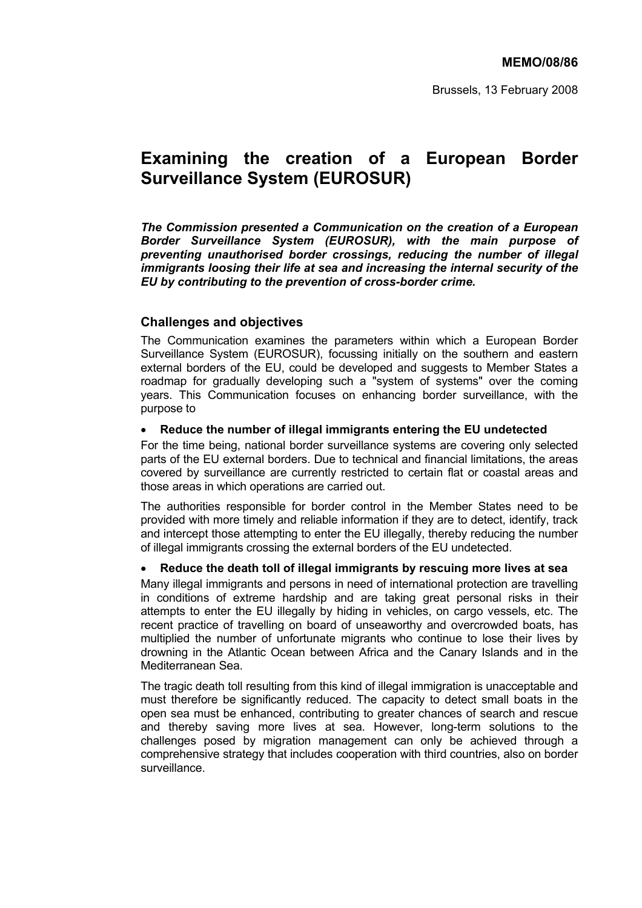**MEMO/08/86**

Brussels, 13 February 2008

# Examining the creation of a European Border Surveillance System (EUROSUR)

***The Commission presented a Communication on the creation of a European Border Surveillance System (EUROSUR), with the main purpose of preventing unauthorised border crossings, reducing the number of illegal immigrants loosing their life at sea and increasing the internal security of the EU by contributing to the prevention of cross-border crime.***

## Challenges and objectives

The Communication examines the parameters within which a European Border Surveillance System (EUROSUR), focussing initially on the southern and eastern external borders of the EU, could be developed and suggests to Member States a roadmap for gradually developing such a "system of systems" over the coming years. This Communication focuses on enhancing border surveillance, with the purpose to

- **Reduce the number of illegal immigrants entering the EU undetected**

For the time being, national border surveillance systems are covering only selected parts of the EU external borders. Due to technical and financial limitations, the areas covered by surveillance are currently restricted to certain flat or coastal areas and those areas in which operations are carried out.

The authorities responsible for border control in the Member States need to be provided with more timely and reliable information if they are to detect, identify, track and intercept those attempting to enter the EU illegally, thereby reducing the number of illegal immigrants crossing the external borders of the EU undetected.

- **Reduce the death toll of illegal immigrants by rescuing more lives at sea**

Many illegal immigrants and persons in need of international protection are travelling in conditions of extreme hardship and are taking great personal risks in their attempts to enter the EU illegally by hiding in vehicles, on cargo vessels, etc. The recent practice of travelling on board of unseaworthy and overcrowded boats, has multiplied the number of unfortunate migrants who continue to lose their lives by drowning in the Atlantic Ocean between Africa and the Canary Islands and in the Mediterranean Sea.

The tragic death toll resulting from this kind of illegal immigration is unacceptable and must therefore be significantly reduced. The capacity to detect small boats in the open sea must be enhanced, contributing to greater chances of search and rescue and thereby saving more lives at sea. However, long-term solutions to the challenges posed by migration management can only be achieved through a comprehensive strategy that includes cooperation with third countries, also on border surveillance.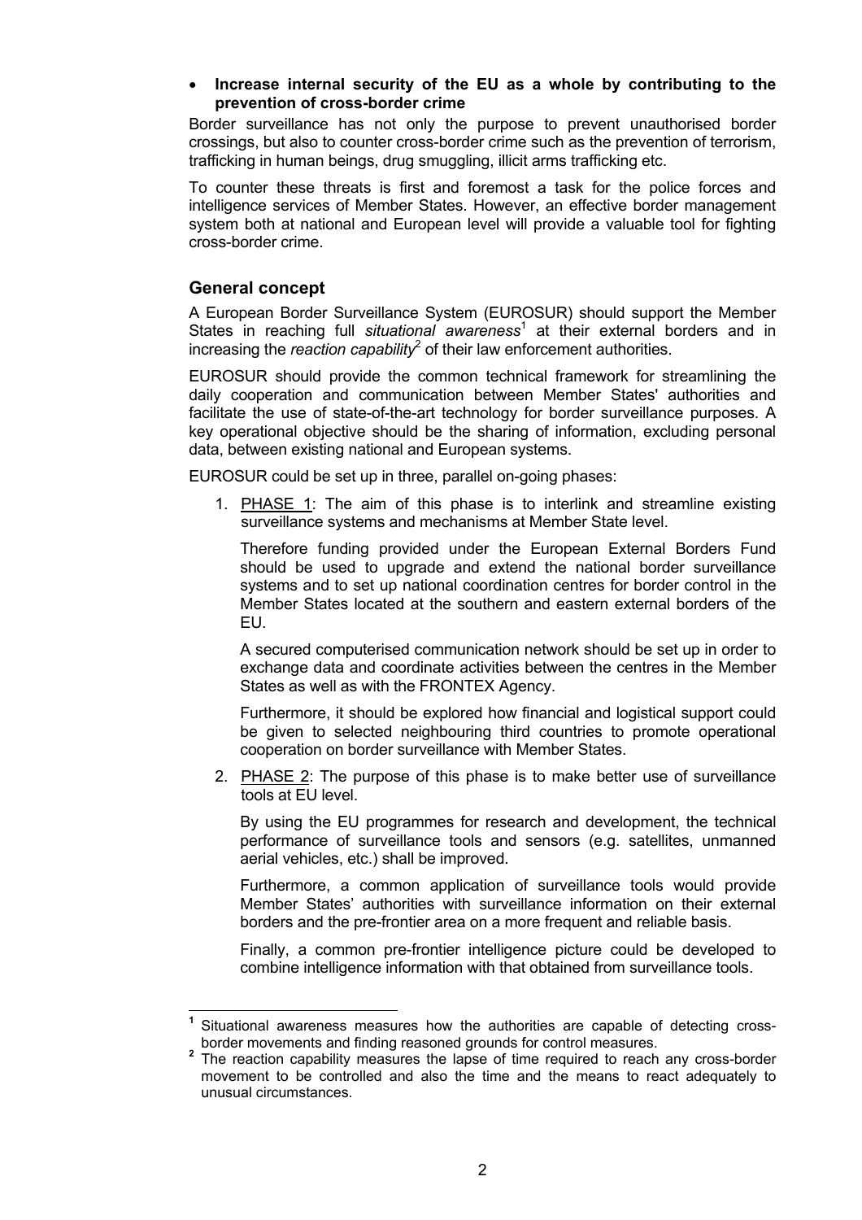- **Increase internal security of the EU as a whole by contributing to the prevention of cross-border crime**

Border surveillance has not only the purpose to prevent unauthorised border crossings, but also to counter cross-border crime such as the prevention of terrorism, trafficking in human beings, drug smuggling, illicit arms trafficking etc.

To counter these threats is first and foremost a task for the police forces and intelligence services of Member States. However, an effective border management system both at national and European level will provide a valuable tool for fighting cross-border crime.

## General concept

A European Border Surveillance System (EUROSUR) should support the Member States in reaching full *situational awareness*[1] at their external borders and in increasing the *reaction capability*[2] of their law enforcement authorities.

EUROSUR should provide the common technical framework for streamlining the daily cooperation and communication between Member States' authorities and facilitate the use of state-of-the-art technology for border surveillance purposes. A key operational objective should be the sharing of information, excluding personal data, between existing national and European systems.

EUROSUR could be set up in three, parallel on-going phases:

1. PHASE 1: The aim of this phase is to interlink and streamline existing surveillance systems and mechanisms at Member State level.

   Therefore funding provided under the European External Borders Fund should be used to upgrade and extend the national border surveillance systems and to set up national coordination centres for border control in the Member States located at the southern and eastern external borders of the EU.

   A secured computerised communication network should be set up in order to exchange data and coordinate activities between the centres in the Member States as well as with the FRONTEX Agency.

   Furthermore, it should be explored how financial and logistical support could be given to selected neighbouring third countries to promote operational cooperation on border surveillance with Member States.

2. PHASE 2: The purpose of this phase is to make better use of surveillance tools at EU level.

   By using the EU programmes for research and development, the technical performance of surveillance tools and sensors (e.g. satellites, unmanned aerial vehicles, etc.) shall be improved.

   Furthermore, a common application of surveillance tools would provide Member States' authorities with surveillance information on their external borders and the pre-frontier area on a more frequent and reliable basis.

   Finally, a common pre-frontier intelligence picture could be developed to combine intelligence information with that obtained from surveillance tools.

---

[1] Situational awareness measures how the authorities are capable of detecting cross-border movements and finding reasoned grounds for control measures.

[2] The reaction capability measures the lapse of time required to reach any cross-border movement to be controlled and also the time and the means to react adequately to unusual circumstances.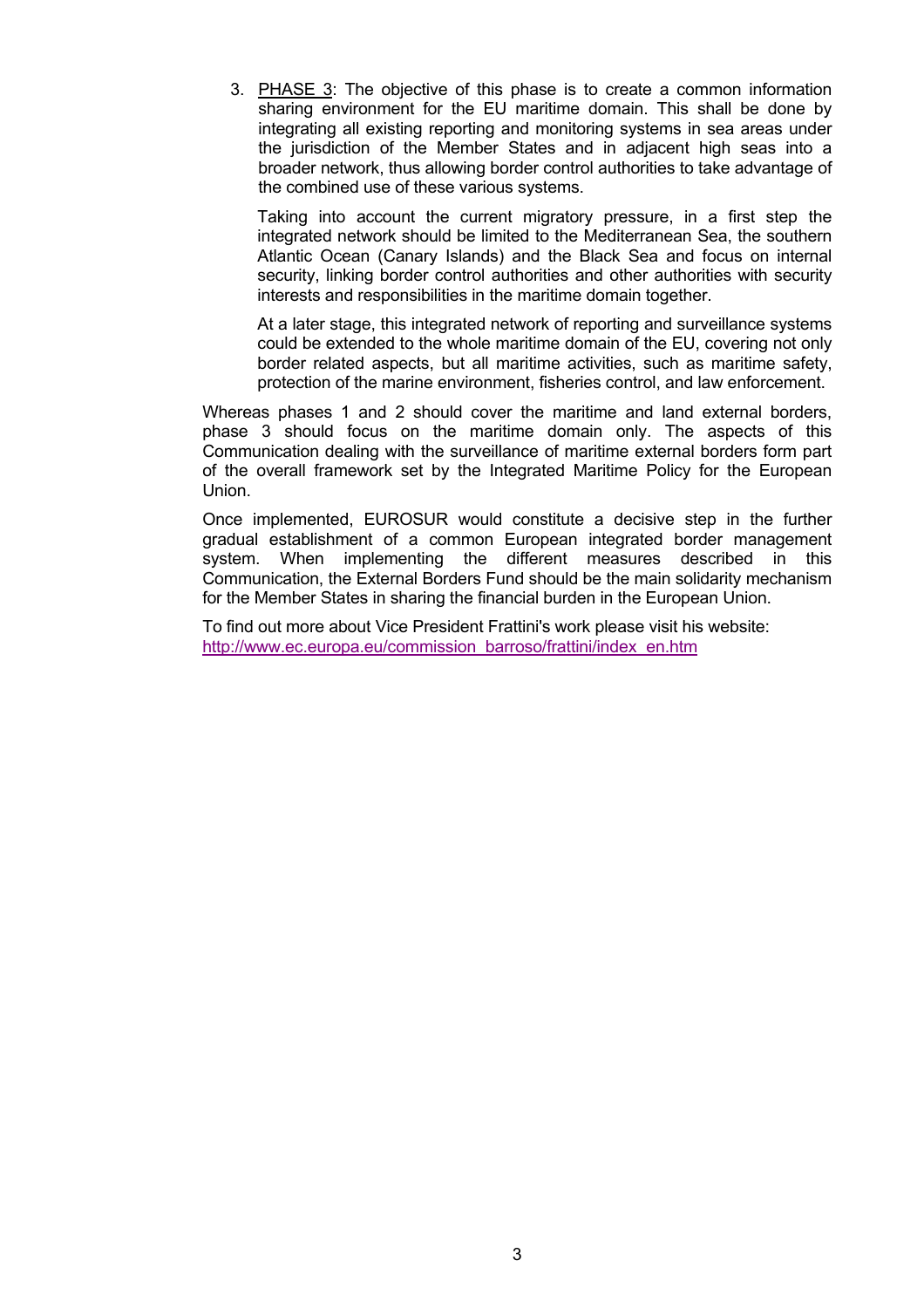3. PHASE 3: The objective of this phase is to create a common information sharing environment for the EU maritime domain. This shall be done by integrating all existing reporting and monitoring systems in sea areas under the jurisdiction of the Member States and in adjacent high seas into a broader network, thus allowing border control authorities to take advantage of the combined use of these various systems.

   Taking into account the current migratory pressure, in a first step the integrated network should be limited to the Mediterranean Sea, the southern Atlantic Ocean (Canary Islands) and the Black Sea and focus on internal security, linking border control authorities and other authorities with security interests and responsibilities in the maritime domain together.

   At a later stage, this integrated network of reporting and surveillance systems could be extended to the whole maritime domain of the EU, covering not only border related aspects, but all maritime activities, such as maritime safety, protection of the marine environment, fisheries control, and law enforcement.

Whereas phases 1 and 2 should cover the maritime and land external borders, phase 3 should focus on the maritime domain only. The aspects of this Communication dealing with the surveillance of maritime external borders form part of the overall framework set by the Integrated Maritime Policy for the European Union.

Once implemented, EUROSUR would constitute a decisive step in the further gradual establishment of a common European integrated border management system. When implementing the different measures described in this Communication, the External Borders Fund should be the main solidarity mechanism for the Member States in sharing the financial burden in the European Union.

To find out more about Vice President Frattini's work please visit his website:
http://www.ec.europa.eu/commission_barroso/frattini/index_en.htm